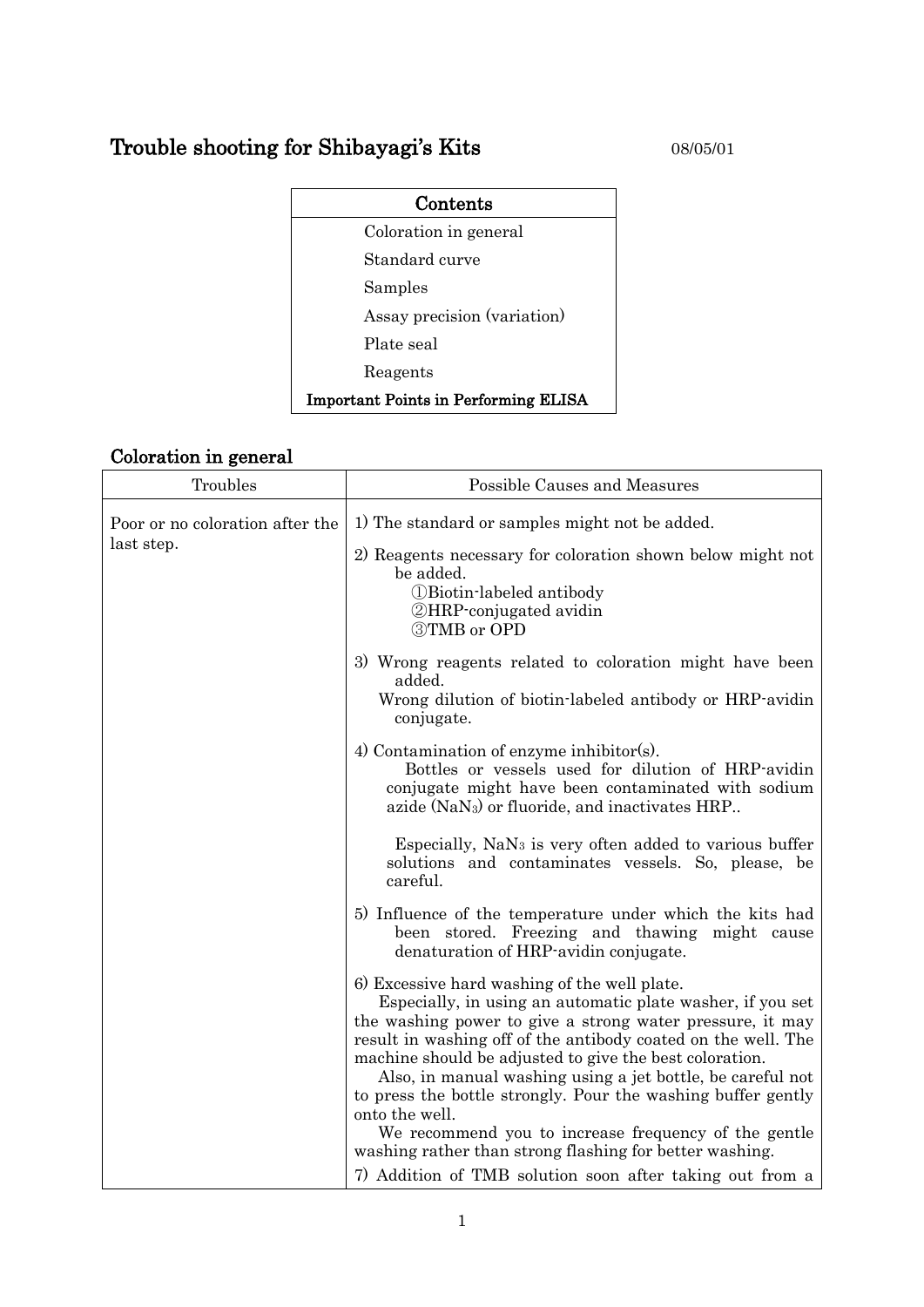# Trouble shooting for Shibayagi's Kits

08/05/01

| Contents |
| --- |
| Coloration in general |
| Standard curve |
| Samples |
| Assay precision (variation) |
| Plate seal |
| Reagents |
| **Important Points in Performing ELISA** |

## Coloration in general

| Troubles | Possible Causes and Measures |
| --- | --- |
| Poor or no coloration after the last step. | 1) The standard or samples might not be added.<br><br>2) Reagents necessary for coloration shown below might not be added.<br>①Biotin-labeled antibody<br>②HRP-conjugated avidin<br>③TMB or OPD<br><br>3) Wrong reagents related to coloration might have been added.<br>Wrong dilution of biotin-labeled antibody or HRP-avidin conjugate.<br><br>4) Contamination of enzyme inhibitor(s).<br>Bottles or vessels used for dilution of HRP-avidin conjugate might have been contaminated with sodium azide ($NaN_3$) or fluoride, and inactivates HRP..<br><br>Especially, $NaN_3$ is very often added to various buffer solutions and contaminates vessels. So, please, be careful.<br><br>5) Influence of the temperature under which the kits had been stored. Freezing and thawing might cause denaturation of HRP-avidin conjugate.<br><br>6) Excessive hard washing of the well plate.<br>Especially, in using an automatic plate washer, if you set the washing power to give a strong water pressure, it may result in washing off of the antibody coated on the well. The machine should be adjusted to give the best coloration.<br>Also, in manual washing using a jet bottle, be careful not to press the bottle strongly. Pour the washing buffer gently onto the well.<br>We recommend you to increase frequency of the gentle washing rather than strong flashing for better washing.<br><br>7) Addition of TMB solution soon after taking out from a |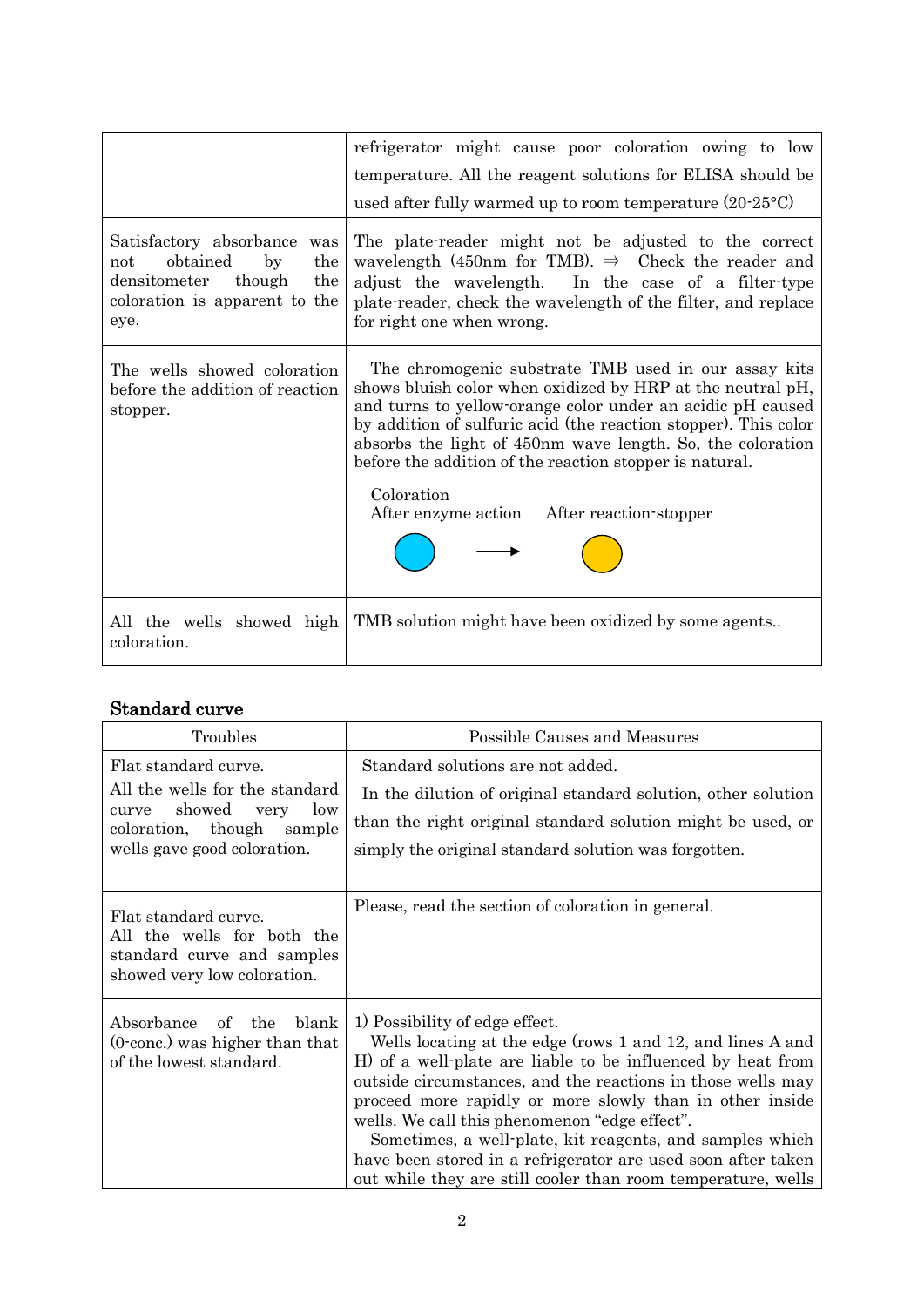| | |
|---|---|
| | refrigerator might cause poor coloration owing to low temperature. All the reagent solutions for ELISA should be used after fully warmed up to room temperature (20-25°C) |
| Satisfactory absorbance was not obtained by the densitometer though the coloration is apparent to the eye. | The plate-reader might not be adjusted to the correct wavelength (450nm for TMB). ⇒ Check the reader and adjust the wavelength. In the case of a filter-type plate-reader, check the wavelength of the filter, and replace for right one when wrong. |
| The wells showed coloration before the addition of reaction stopper. | The chromogenic substrate TMB used in our assay kits shows bluish color when oxidized by HRP at the neutral pH, and turns to yellow-orange color under an acidic pH caused by addition of sulfuric acid (the reaction stopper). This color absorbs the light of 450nm wave length. So, the coloration before the addition of the reaction stopper is natural. Coloration: After enzyme action → After reaction-stopper |
| All the wells showed high coloration. | TMB solution might have been oxidized by some agents.. |

## Standard curve

| Troubles | Possible Causes and Measures |
|---|---|
| Flat standard curve. All the wells for the standard curve showed very low coloration, though sample wells gave good coloration. | Standard solutions are not added. In the dilution of original standard solution, other solution than the right original standard solution might be used, or simply the original standard solution was forgotten. |
| Flat standard curve. All the wells for both the standard curve and samples showed very low coloration. | Please, read the section of coloration in general. |
| Absorbance of the blank (0-conc.) was higher than that of the lowest standard. | 1) Possibility of edge effect. Wells locating at the edge (rows 1 and 12, and lines A and H) of a well-plate are liable to be influenced by heat from outside circumstances, and the reactions in those wells may proceed more rapidly or more slowly than in other inside wells. We call this phenomenon "edge effect". Sometimes, a well-plate, kit reagents, and samples which have been stored in a refrigerator are used soon after taken out while they are still cooler than room temperature, wells |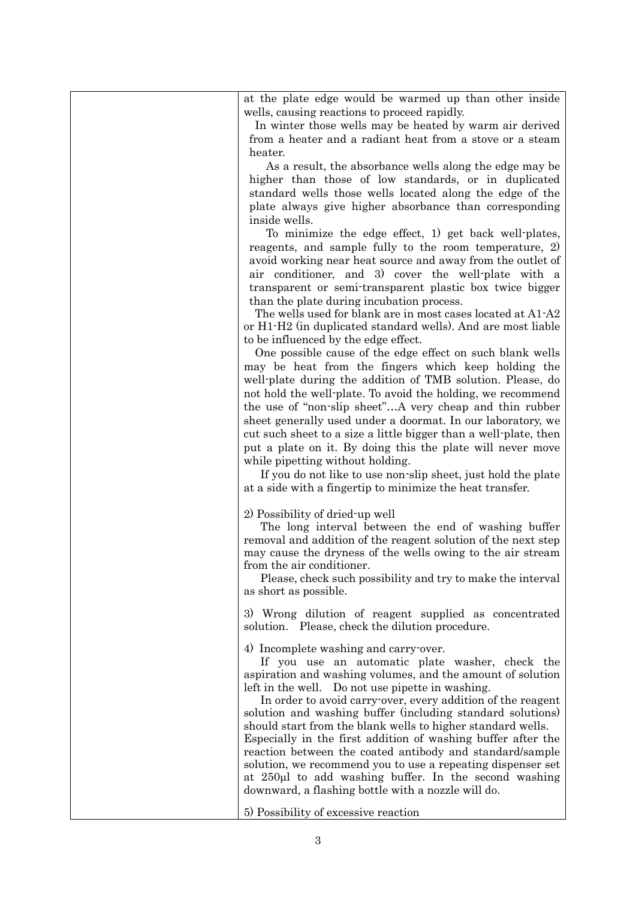at the plate edge would be warmed up than other inside wells, causing reactions to proceed rapidly.

In winter those wells may be heated by warm air derived from a heater and a radiant heat from a stove or a steam heater.

As a result, the absorbance wells along the edge may be higher than those of low standards, or in duplicated standard wells those wells located along the edge of the plate always give higher absorbance than corresponding inside wells.

To minimize the edge effect, 1) get back well-plates, reagents, and sample fully to the room temperature, 2) avoid working near heat source and away from the outlet of air conditioner, and 3) cover the well-plate with a transparent or semi-transparent plastic box twice bigger than the plate during incubation process.

The wells used for blank are in most cases located at A1-A2 or H1-H2 (in duplicated standard wells). And are most liable to be influenced by the edge effect.

One possible cause of the edge effect on such blank wells may be heat from the fingers which keep holding the well-plate during the addition of TMB solution. Please, do not hold the well-plate. To avoid the holding, we recommend the use of "non-slip sheet"…A very cheap and thin rubber sheet generally used under a doormat. In our laboratory, we cut such sheet to a size a little bigger than a well-plate, then put a plate on it. By doing this the plate will never move while pipetting without holding.

If you do not like to use non-slip sheet, just hold the plate at a side with a fingertip to minimize the heat transfer.

2) Possibility of dried-up well

The long interval between the end of washing buffer removal and addition of the reagent solution of the next step may cause the dryness of the wells owing to the air stream from the air conditioner.

Please, check such possibility and try to make the interval as short as possible.

3) Wrong dilution of reagent supplied as concentrated solution. Please, check the dilution procedure.

4) Incomplete washing and carry-over.

If you use an automatic plate washer, check the aspiration and washing volumes, and the amount of solution left in the well. Do not use pipette in washing.

In order to avoid carry-over, every addition of the reagent solution and washing buffer (including standard solutions) should start from the blank wells to higher standard wells. Especially in the first addition of washing buffer after the reaction between the coated antibody and standard/sample solution, we recommend you to use a repeating dispenser set at 250μl to add washing buffer. In the second washing downward, a flashing bottle with a nozzle will do.

5) Possibility of excessive reaction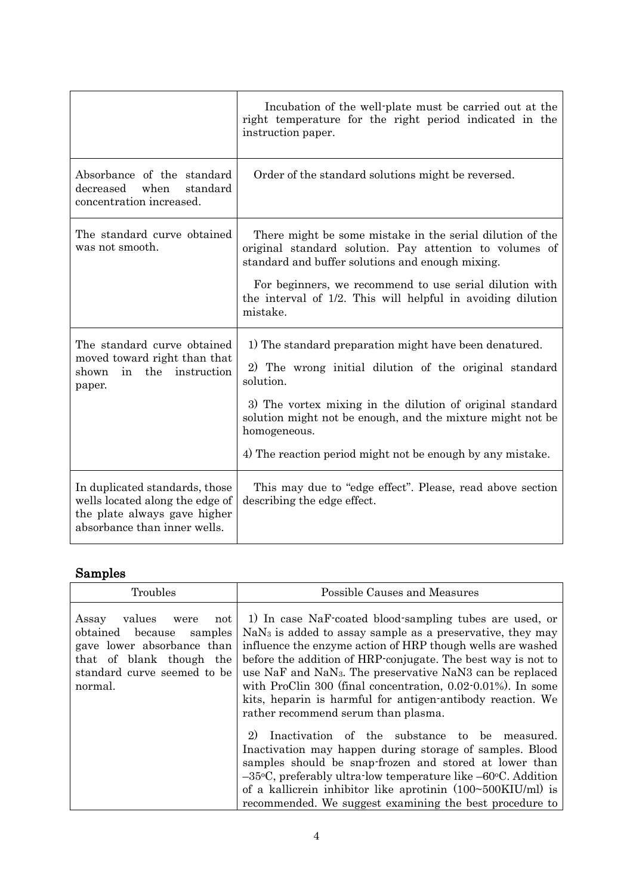| | |
|---|---|
| | Incubation of the well-plate must be carried out at the right temperature for the right period indicated in the instruction paper. |
| Absorbance of the standard decreased when standard concentration increased. | Order of the standard solutions might be reversed. |
| The standard curve obtained was not smooth. | There might be some mistake in the serial dilution of the original standard solution. Pay attention to volumes of standard and buffer solutions and enough mixing.<br><br>For beginners, we recommend to use serial dilution with the interval of 1/2. This will helpful in avoiding dilution mistake. |
| The standard curve obtained moved toward right than that shown in the instruction paper. | 1) The standard preparation might have been denatured.<br><br>2) The wrong initial dilution of the original standard solution.<br><br>3) The vortex mixing in the dilution of original standard solution might not be enough, and the mixture might not be homogeneous.<br><br>4) The reaction period might not be enough by any mistake. |
| In duplicated standards, those wells located along the edge of the plate always gave higher absorbance than inner wells. | This may due to "edge effect". Please, read above section describing the edge effect. |

## Samples

| Troubles | Possible Causes and Measures |
|---|---|
| Assay values were not obtained because samples gave lower absorbance than that of blank though the standard curve seemed to be normal. | 1) In case NaF-coated blood-sampling tubes are used, or $NaN_3$ is added to assay sample as a preservative, they may influence the enzyme action of HRP though wells are washed before the addition of HRP-conjugate. The best way is not to use NaF and $NaN_3$. The preservative NaN3 can be replaced with ProClin 300 (final concentration, 0.02-0.01%). In some kits, heparin is harmful for antigen-antibody reaction. We rather recommend serum than plasma.<br><br>2) Inactivation of the substance to be measured. Inactivation may happen during storage of samples. Blood samples should be snap-frozen and stored at lower than –35°C, preferably ultra-low temperature like –60°C. Addition of a kallicrein inhibitor like aprotinin (100~500KIU/ml) is recommended. We suggest examining the best procedure to |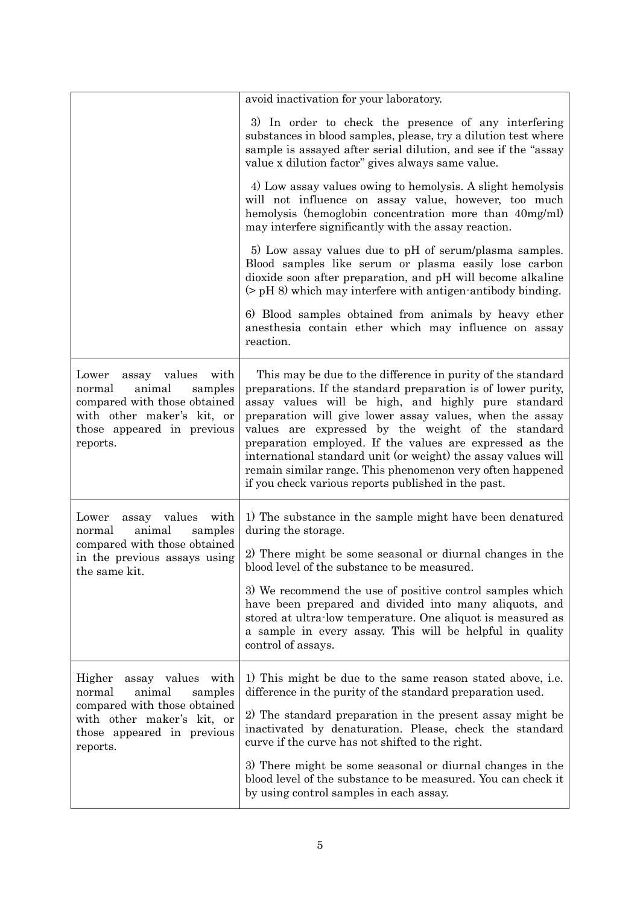| | |
|---|---|
| | avoid inactivation for your laboratory.<br><br>3) In order to check the presence of any interfering substances in blood samples, please, try a dilution test where sample is assayed after serial dilution, and see if the "assay value x dilution factor" gives always same value.<br><br>4) Low assay values owing to hemolysis. A slight hemolysis will not influence on assay value, however, too much hemolysis (hemoglobin concentration more than 40mg/ml) may interfere significantly with the assay reaction.<br><br>5) Low assay values due to pH of serum/plasma samples. Blood samples like serum or plasma easily lose carbon dioxide soon after preparation, and pH will become alkaline (> pH 8) which may interfere with antigen-antibody binding.<br><br>6) Blood samples obtained from animals by heavy ether anesthesia contain ether which may influence on assay reaction. |
| Lower assay values with normal animal samples compared with those obtained with other maker's kit, or those appeared in previous reports. | This may be due to the difference in purity of the standard preparations. If the standard preparation is of lower purity, assay values will be high, and highly pure standard preparation will give lower assay values, when the assay values are expressed by the weight of the standard preparation employed. If the values are expressed as the international standard unit (or weight) the assay values will remain similar range. This phenomenon very often happened if you check various reports published in the past. |
| Lower assay values with normal animal samples compared with those obtained in the previous assays using the same kit. | 1) The substance in the sample might have been denatured during the storage.<br><br>2) There might be some seasonal or diurnal changes in the blood level of the substance to be measured.<br><br>3) We recommend the use of positive control samples which have been prepared and divided into many aliquots, and stored at ultra-low temperature. One aliquot is measured as a sample in every assay. This will be helpful in quality control of assays. |
| Higher assay values with normal animal samples compared with those obtained with other maker's kit, or those appeared in previous reports. | 1) This might be due to the same reason stated above, i.e. difference in the purity of the standard preparation used.<br><br>2) The standard preparation in the present assay might be inactivated by denaturation. Please, check the standard curve if the curve has not shifted to the right.<br><br>3) There might be some seasonal or diurnal changes in the blood level of the substance to be measured. You can check it by using control samples in each assay. |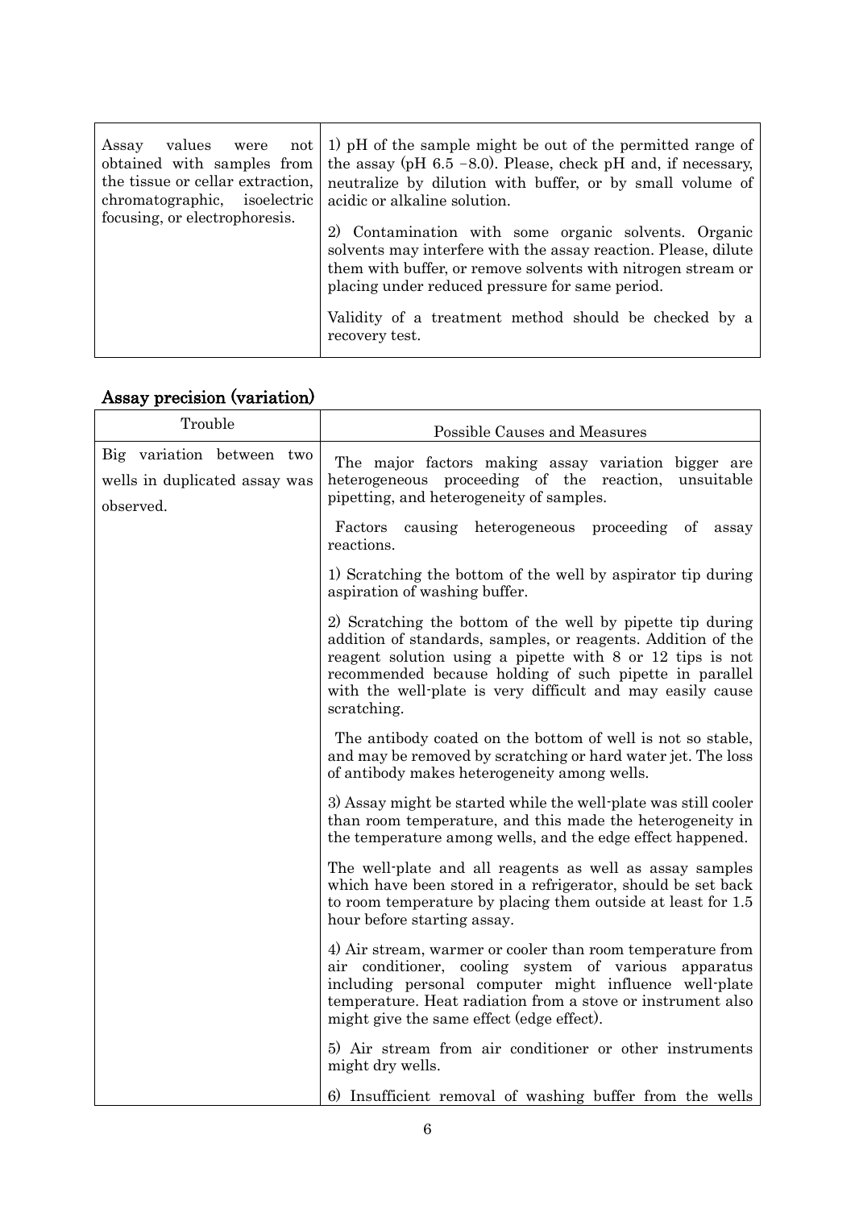| | |
|---|---|
| Assay values were not obtained with samples from the tissue or cellar extraction, chromatographic, isoelectric focusing, or electrophoresis. | 1) pH of the sample might be out of the permitted range of the assay (pH 6.5 –8.0). Please, check pH and, if necessary, neutralize by dilution with buffer, or by small volume of acidic or alkaline solution.<br><br>2) Contamination with some organic solvents. Organic solvents may interfere with the assay reaction. Please, dilute them with buffer, or remove solvents with nitrogen stream or placing under reduced pressure for same period.<br><br>Validity of a treatment method should be checked by a recovery test. |

## Assay precision (variation)

| Trouble | Possible Causes and Measures |
|---|---|
| Big variation between two wells in duplicated assay was observed. | The major factors making assay variation bigger are heterogeneous proceeding of the reaction, unsuitable pipetting, and heterogeneity of samples.<br><br>Factors causing heterogeneous proceeding of assay reactions.<br><br>1) Scratching the bottom of the well by aspirator tip during aspiration of washing buffer.<br><br>2) Scratching the bottom of the well by pipette tip during addition of standards, samples, or reagents. Addition of the reagent solution using a pipette with 8 or 12 tips is not recommended because holding of such pipette in parallel with the well-plate is very difficult and may easily cause scratching.<br><br>The antibody coated on the bottom of well is not so stable, and may be removed by scratching or hard water jet. The loss of antibody makes heterogeneity among wells.<br><br>3) Assay might be started while the well-plate was still cooler than room temperature, and this made the heterogeneity in the temperature among wells, and the edge effect happened.<br><br>The well-plate and all reagents as well as assay samples which have been stored in a refrigerator, should be set back to room temperature by placing them outside at least for 1.5 hour before starting assay.<br><br>4) Air stream, warmer or cooler than room temperature from air conditioner, cooling system of various apparatus including personal computer might influence well-plate temperature. Heat radiation from a stove or instrument also might give the same effect (edge effect).<br><br>5) Air stream from air conditioner or other instruments might dry wells.<br><br>6) Insufficient removal of washing buffer from the wells |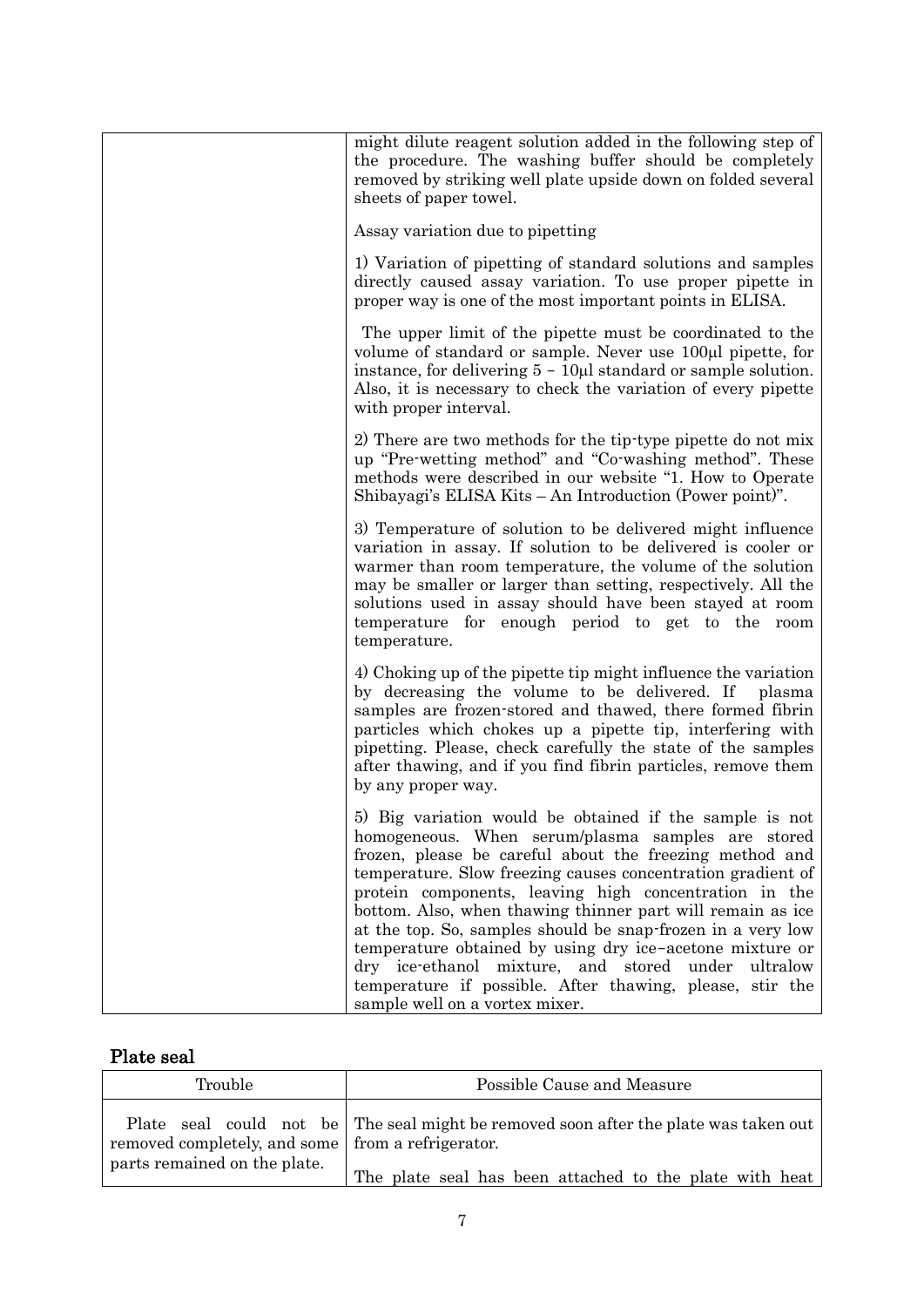| Trouble | Possible Cause and Measure |
|---|---|
| | might dilute reagent solution added in the following step of the procedure. The washing buffer should be completely removed by striking well plate upside down on folded several sheets of paper towel.<br><br>Assay variation due to pipetting<br><br>1) Variation of pipetting of standard solutions and samples directly caused assay variation. To use proper pipette in proper way is one of the most important points in ELISA.<br><br>The upper limit of the pipette must be coordinated to the volume of standard or sample. Never use 100μl pipette, for instance, for delivering 5 – 10μl standard or sample solution. Also, it is necessary to check the variation of every pipette with proper interval.<br><br>2) There are two methods for the tip-type pipette do not mix up "Pre-wetting method" and "Co-washing method". These methods were described in our website "1. How to Operate Shibayagi's ELISA Kits – An Introduction (Power point)".<br><br>3) Temperature of solution to be delivered might influence variation in assay. If solution to be delivered is cooler or warmer than room temperature, the volume of the solution may be smaller or larger than setting, respectively. All the solutions used in assay should have been stayed at room temperature for enough period to get to the room temperature.<br><br>4) Choking up of the pipette tip might influence the variation by decreasing the volume to be delivered. If plasma samples are frozen-stored and thawed, there formed fibrin particles which chokes up a pipette tip, interfering with pipetting. Please, check carefully the state of the samples after thawing, and if you find fibrin particles, remove them by any proper way.<br><br>5) Big variation would be obtained if the sample is not homogeneous. When serum/plasma samples are stored frozen, please be careful about the freezing method and temperature. Slow freezing causes concentration gradient of protein components, leaving high concentration in the bottom. Also, when thawing thinner part will remain as ice at the top. So, samples should be snap-frozen in a very low temperature obtained by using dry ice–acetone mixture or dry ice-ethanol mixture, and stored under ultralow temperature if possible. After thawing, please, stir the sample well on a vortex mixer. |

## Plate seal

| Trouble | Possible Cause and Measure |
|---|---|
| Plate seal could not be removed completely, and some parts remained on the plate. | The seal might be removed soon after the plate was taken out from a refrigerator.<br><br>The plate seal has been attached to the plate with heat |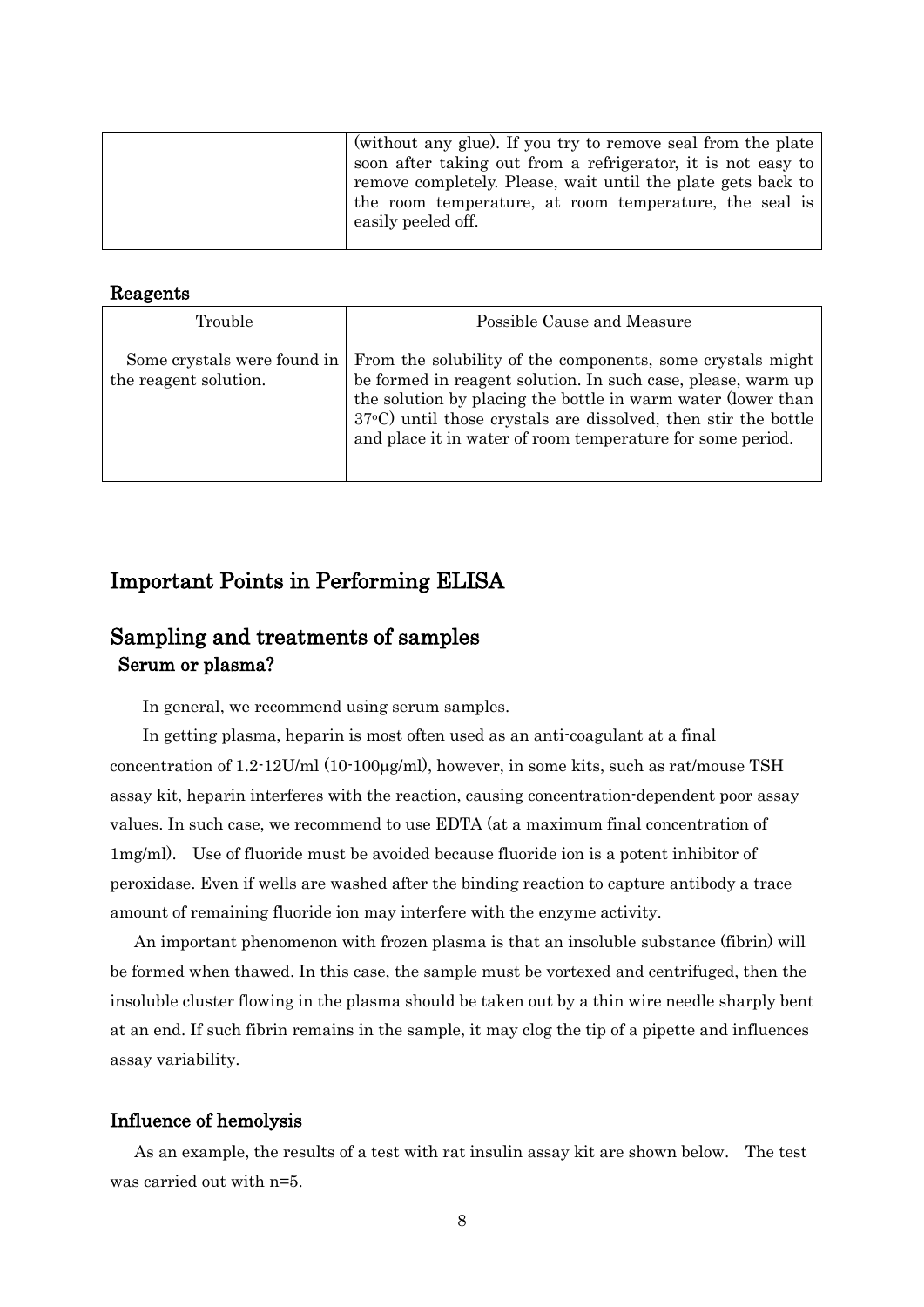| | |
|---|---|
| | (without any glue). If you try to remove seal from the plate soon after taking out from a refrigerator, it is not easy to remove completely. Please, wait until the plate gets back to the room temperature, at room temperature, the seal is easily peeled off. |

**Reagents**

| Trouble | Possible Cause and Measure |
|---|---|
| Some crystals were found in the reagent solution. | From the solubility of the components, some crystals might be formed in reagent solution. In such case, please, warm up the solution by placing the bottle in warm water (lower than 37°C) until those crystals are dissolved, then stir the bottle and place it in water of room temperature for some period. |

# Important Points in Performing ELISA

## Sampling and treatments of samples

### Serum or plasma?

In general, we recommend using serum samples.

In getting plasma, heparin is most often used as an anti-coagulant at a final concentration of 1.2-12U/ml (10-100μg/ml), however, in some kits, such as rat/mouse TSH assay kit, heparin interferes with the reaction, causing concentration-dependent poor assay values. In such case, we recommend to use EDTA (at a maximum final concentration of 1mg/ml). Use of fluoride must be avoided because fluoride ion is a potent inhibitor of peroxidase. Even if wells are washed after the binding reaction to capture antibody a trace amount of remaining fluoride ion may interfere with the enzyme activity.

An important phenomenon with frozen plasma is that an insoluble substance (fibrin) will be formed when thawed. In this case, the sample must be vortexed and centrifuged, then the insoluble cluster flowing in the plasma should be taken out by a thin wire needle sharply bent at an end. If such fibrin remains in the sample, it may clog the tip of a pipette and influences assay variability.

### Influence of hemolysis

As an example, the results of a test with rat insulin assay kit are shown below. The test was carried out with n=5.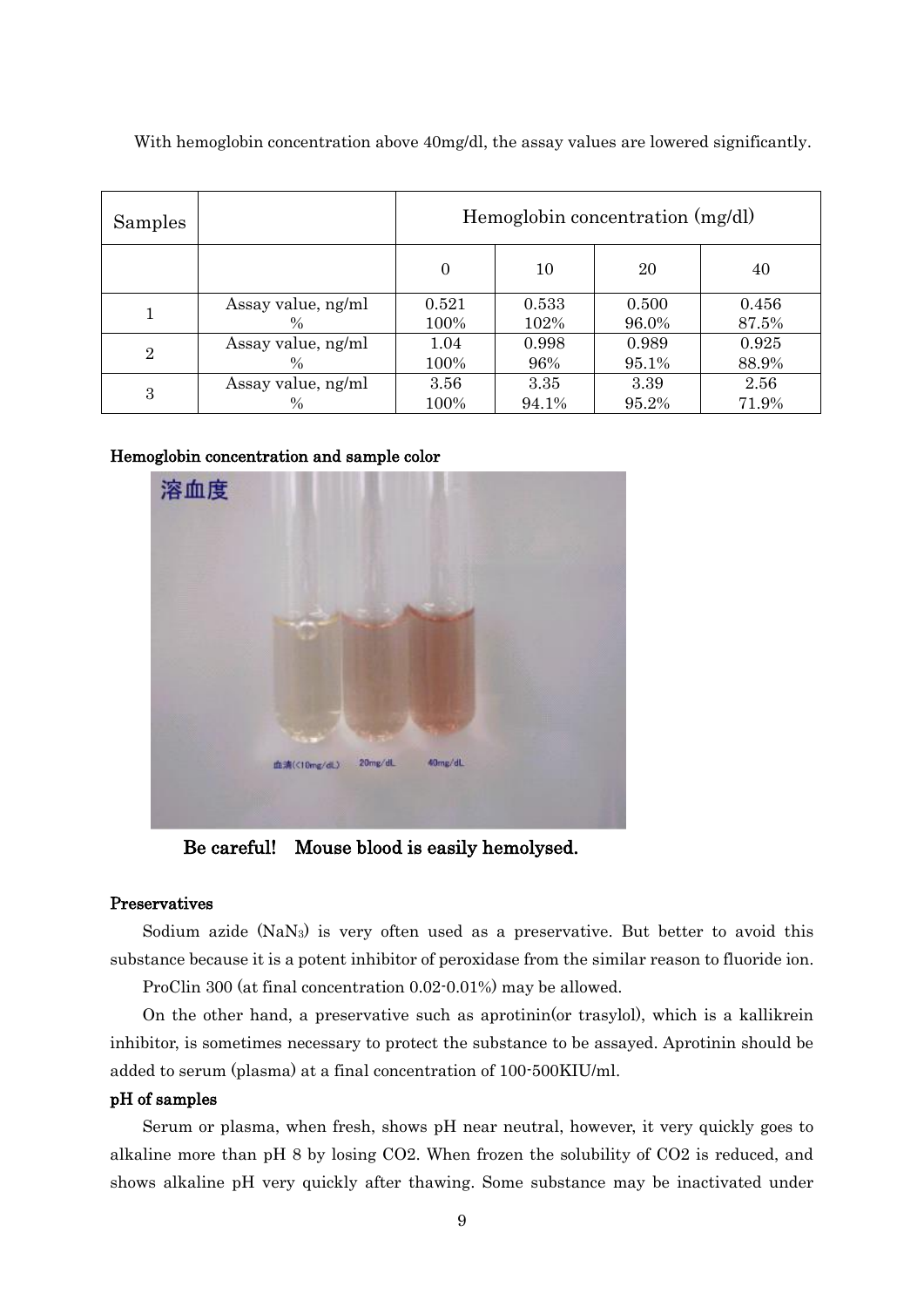With hemoglobin concentration above 40mg/dl, the assay values are lowered significantly.

| Samples | | Hemoglobin concentration (mg/dl) | | | |
|---|---|---|---|---|---|
| | | 0 | 10 | 20 | 40 |
| 1 | Assay value, ng/ml<br>% | 0.521<br>100% | 0.533<br>102% | 0.500<br>96.0% | 0.456<br>87.5% |
| 2 | Assay value, ng/ml<br>% | 1.04<br>100% | 0.998<br>96% | 0.989<br>95.1% | 0.925<br>88.9% |
| 3 | Assay value, ng/ml<br>% | 3.56<br>100% | 3.35<br>94.1% | 3.39<br>95.2% | 2.56<br>71.9% |

**Hemoglobin concentration and sample color**

**Be careful! Mouse blood is easily hemolysed.**

**Preservatives**

Sodium azide ($NaN_3$) is very often used as a preservative. But better to avoid this substance because it is a potent inhibitor of peroxidase from the similar reason to fluoride ion.

ProClin 300 (at final concentration 0.02-0.01%) may be allowed.

On the other hand, a preservative such as aprotinin(or trasylol), which is a kallikrein inhibitor, is sometimes necessary to protect the substance to be assayed. Aprotinin should be added to serum (plasma) at a final concentration of 100-500KIU/ml.

**pH of samples**

Serum or plasma, when fresh, shows pH near neutral, however, it very quickly goes to alkaline more than pH 8 by losing $CO_2$. When frozen the solubility of $CO_2$ is reduced, and shows alkaline pH very quickly after thawing. Some substance may be inactivated under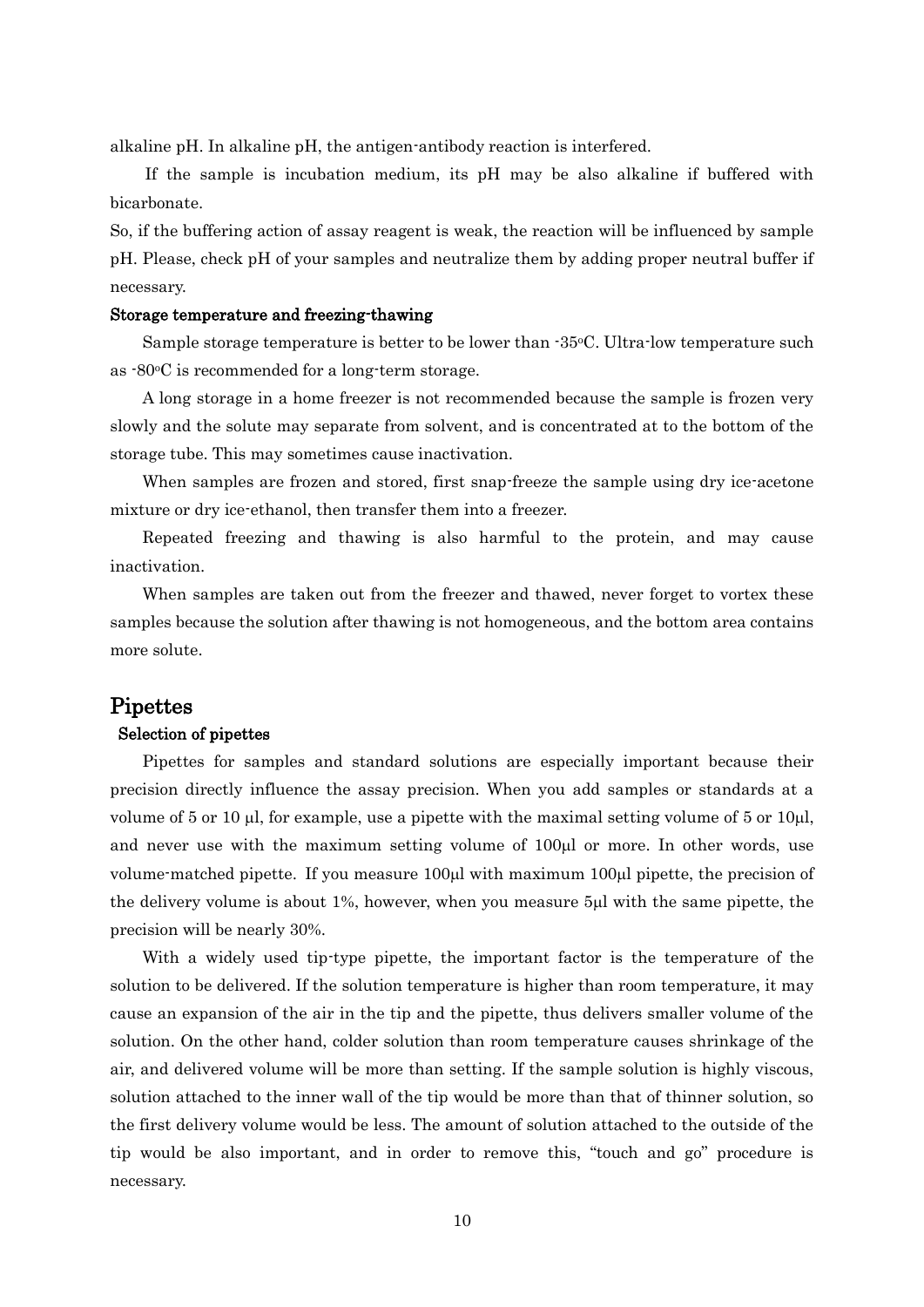alkaline pH. In alkaline pH, the antigen-antibody reaction is interfered.

If the sample is incubation medium, its pH may be also alkaline if buffered with bicarbonate.

So, if the buffering action of assay reagent is weak, the reaction will be influenced by sample pH. Please, check pH of your samples and neutralize them by adding proper neutral buffer if necessary.

**Storage temperature and freezing-thawing**

Sample storage temperature is better to be lower than -35°C. Ultra-low temperature such as -80°C is recommended for a long-term storage.

A long storage in a home freezer is not recommended because the sample is frozen very slowly and the solute may separate from solvent, and is concentrated at to the bottom of the storage tube. This may sometimes cause inactivation.

When samples are frozen and stored, first snap-freeze the sample using dry ice-acetone mixture or dry ice-ethanol, then transfer them into a freezer.

Repeated freezing and thawing is also harmful to the protein, and may cause inactivation.

When samples are taken out from the freezer and thawed, never forget to vortex these samples because the solution after thawing is not homogeneous, and the bottom area contains more solute.

## Pipettes

**Selection of pipettes**

Pipettes for samples and standard solutions are especially important because their precision directly influence the assay precision. When you add samples or standards at a volume of 5 or 10 μl, for example, use a pipette with the maximal setting volume of 5 or 10μl, and never use with the maximum setting volume of 100μl or more. In other words, use volume-matched pipette. If you measure 100μl with maximum 100μl pipette, the precision of the delivery volume is about 1%, however, when you measure 5μl with the same pipette, the precision will be nearly 30%.

With a widely used tip-type pipette, the important factor is the temperature of the solution to be delivered. If the solution temperature is higher than room temperature, it may cause an expansion of the air in the tip and the pipette, thus delivers smaller volume of the solution. On the other hand, colder solution than room temperature causes shrinkage of the air, and delivered volume will be more than setting. If the sample solution is highly viscous, solution attached to the inner wall of the tip would be more than that of thinner solution, so the first delivery volume would be less. The amount of solution attached to the outside of the tip would be also important, and in order to remove this, "touch and go" procedure is necessary.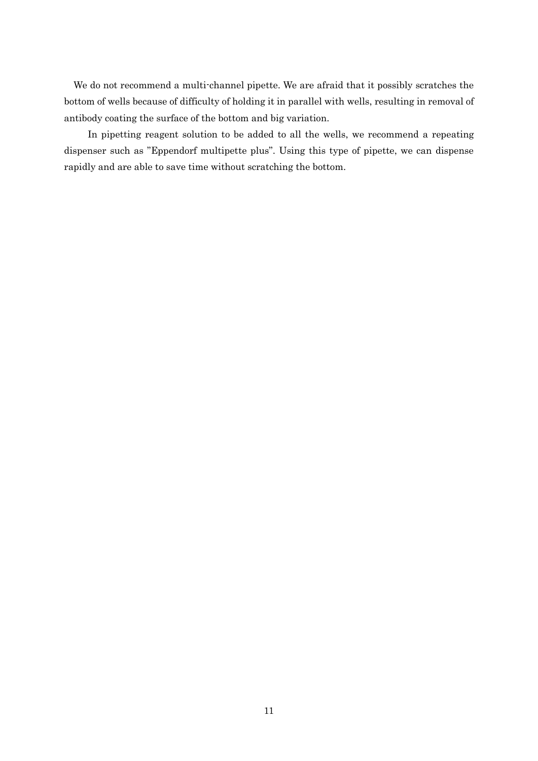We do not recommend a multi-channel pipette. We are afraid that it possibly scratches the bottom of wells because of difficulty of holding it in parallel with wells, resulting in removal of antibody coating the surface of the bottom and big variation.

In pipetting reagent solution to be added to all the wells, we recommend a repeating dispenser such as "Eppendorf multipette plus". Using this type of pipette, we can dispense rapidly and are able to save time without scratching the bottom.